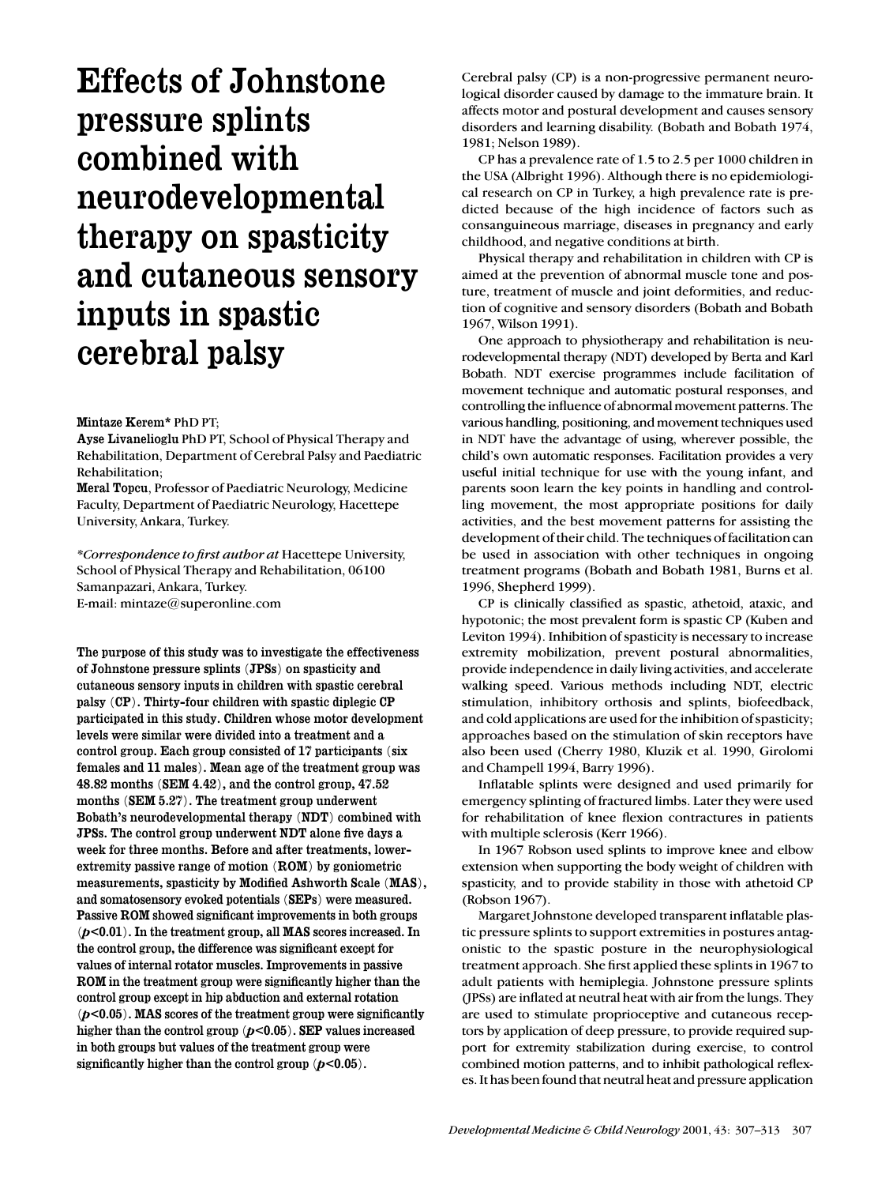# Effects of Johnstone pressure splints combined with neurodevelopmental therapy on spasticity and cutaneous sensory inputs in spastic cerebral palsy

**Mintaze Kerem*** PhD PT;
**Ayse Livanelioglu** PhD PT, School of Physical Therapy and Rehabilitation, Department of Cerebral Palsy and Paediatric Rehabilitation;
**Meral Topcu**, Professor of Paediatric Neurology, Medicine Faculty, Department of Paediatric Neurology, Hacettepe University, Ankara, Turkey.

**Correspondence to first author at* Hacettepe University, School of Physical Therapy and Rehabilitation, 06100 Samanpazari, Ankara, Turkey.
E-mail: mintaze@superonline.com

**The purpose of this study was to investigate the effectiveness of Johnstone pressure splints (JPSs) on spasticity and cutaneous sensory inputs in children with spastic cerebral palsy (CP). Thirty-four children with spastic diplegic CP participated in this study. Children whose motor development levels were similar were divided into a treatment and a control group. Each group consisted of 17 participants (six females and 11 males). Mean age of the treatment group was 48.82 months (SEM 4.42), and the control group, 47.52 months (SEM 5.27). The treatment group underwent Bobath's neurodevelopmental therapy (NDT) combined with JPSs. The control group underwent NDT alone five days a week for three months. Before and after treatments, lower-extremity passive range of motion (ROM) by goniometric measurements, spasticity by Modified Ashworth Scale (MAS), and somatosensory evoked potentials (SEPs) were measured. Passive ROM showed significant improvements in both groups ($p<0.01$). In the treatment group, all MAS scores increased. In the control group, the difference was significant except for values of internal rotator muscles. Improvements in passive ROM in the treatment group were significantly higher than the control group except in hip abduction and external rotation ($p<0.05$). MAS scores of the treatment group were significantly higher than the control group ($p<0.05$). SEP values increased in both groups but values of the treatment group were significantly higher than the control group ($p<0.05$).**

Cerebral palsy (CP) is a non-progressive permanent neurological disorder caused by damage to the immature brain. It affects motor and postural development and causes sensory disorders and learning disability. (Bobath and Bobath 1974, 1981; Nelson 1989).

CP has a prevalence rate of 1.5 to 2.5 per 1000 children in the USA (Albright 1996). Although there is no epidemiological research on CP in Turkey, a high prevalence rate is predicted because of the high incidence of factors such as consanguineous marriage, diseases in pregnancy and early childhood, and negative conditions at birth.

Physical therapy and rehabilitation in children with CP is aimed at the prevention of abnormal muscle tone and posture, treatment of muscle and joint deformities, and reduction of cognitive and sensory disorders (Bobath and Bobath 1967, Wilson 1991).

One approach to physiotherapy and rehabilitation is neurodevelopmental therapy (NDT) developed by Berta and Karl Bobath. NDT exercise programmes include facilitation of movement technique and automatic postural responses, and controlling the influence of abnormal movement patterns. The various handling, positioning, and movement techniques used in NDT have the advantage of using, wherever possible, the child's own automatic responses. Facilitation provides a very useful initial technique for use with the young infant, and parents soon learn the key points in handling and controlling movement, the most appropriate positions for daily activities, and the best movement patterns for assisting the development of their child. The techniques of facilitation can be used in association with other techniques in ongoing treatment programs (Bobath and Bobath 1981, Burns et al. 1996, Shepherd 1999).

CP is clinically classified as spastic, athetoid, ataxic, and hypotonic; the most prevalent form is spastic CP (Kuben and Leviton 1994). Inhibition of spasticity is necessary to increase extremity mobilization, prevent postural abnormalities, provide independence in daily living activities, and accelerate walking speed. Various methods including NDT, electric stimulation, inhibitory orthosis and splints, biofeedback, and cold applications are used for the inhibition of spasticity; approaches based on the stimulation of skin receptors have also been used (Cherry 1980, Kluzik et al. 1990, Girolomi and Champell 1994, Barry 1996).

Inflatable splints were designed and used primarily for emergency splinting of fractured limbs. Later they were used for rehabilitation of knee flexion contractures in patients with multiple sclerosis (Kerr 1966).

In 1967 Robson used splints to improve knee and elbow extension when supporting the body weight of children with spasticity, and to provide stability in those with athetoid CP (Robson 1967).

Margaret Johnstone developed transparent inflatable plastic pressure splints to support extremities in postures antagonistic to the spastic posture in the neurophysiological treatment approach. She first applied these splints in 1967 to adult patients with hemiplegia. Johnstone pressure splints (JPSs) are inflated at neutral heat with air from the lungs. They are used to stimulate proprioceptive and cutaneous receptors by application of deep pressure, to provide required support for extremity stabilization during exercise, to control combined motion patterns, and to inhibit pathological reflexes. It has been found that neutral heat and pressure application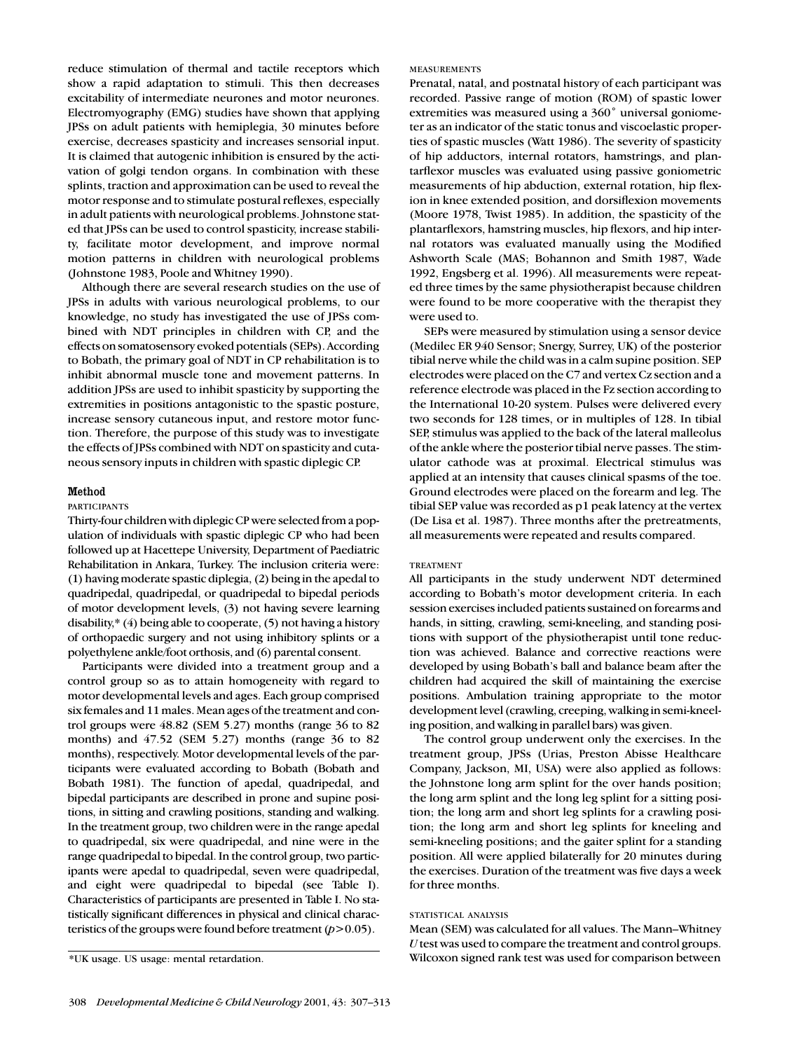reduce stimulation of thermal and tactile receptors which show a rapid adaptation to stimuli. This then decreases excitability of intermediate neurones and motor neurones. Electromyography (EMG) studies have shown that applying JPSs on adult patients with hemiplegia, 30 minutes before exercise, decreases spasticity and increases sensorial input. It is claimed that autogenic inhibition is ensured by the activation of golgi tendon organs. In combination with these splints, traction and approximation can be used to reveal the motor response and to stimulate postural reflexes, especially in adult patients with neurological problems. Johnstone stated that JPSs can be used to control spasticity, increase stability, facilitate motor development, and improve normal motion patterns in children with neurological problems (Johnstone 1983, Poole and Whitney 1990).

Although there are several research studies on the use of JPSs in adults with various neurological problems, to our knowledge, no study has investigated the use of JPSs combined with NDT principles in children with CP, and the effects on somatosensory evoked potentials (SEPs). According to Bobath, the primary goal of NDT in CP rehabilitation is to inhibit abnormal muscle tone and movement patterns. In addition JPSs are used to inhibit spasticity by supporting the extremities in positions antagonistic to the spastic posture, increase sensory cutaneous input, and restore motor function. Therefore, the purpose of this study was to investigate the effects of JPSs combined with NDT on spasticity and cutaneous sensory inputs in children with spastic diplegic CP.

## Method

### PARTICIPANTS

Thirty-four children with diplegic CP were selected from a population of individuals with spastic diplegic CP who had been followed up at Hacettepe University, Department of Paediatric Rehabilitation in Ankara, Turkey. The inclusion criteria were: (1) having moderate spastic diplegia, (2) being in the apedal to quadripedal, quadripedal, or quadripedal to bipedal periods of motor development levels, (3) not having severe learning disability,* (4) being able to cooperate, (5) not having a history of orthopaedic surgery and not using inhibitory splints or a polyethylene ankle/foot orthosis, and (6) parental consent.

Participants were divided into a treatment group and a control group so as to attain homogeneity with regard to motor developmental levels and ages. Each group comprised six females and 11 males. Mean ages of the treatment and control groups were 48.82 (SEM 5.27) months (range 36 to 82 months) and 47.52 (SEM 5.27) months (range 36 to 82 months), respectively. Motor developmental levels of the participants were evaluated according to Bobath (Bobath and Bobath 1981). The function of apedal, quadripedal, and bipedal participants are described in prone and supine positions, in sitting and crawling positions, standing and walking. In the treatment group, two children were in the range apedal to quadripedal, six were quadripedal, and nine were in the range quadripedal to bipedal. In the control group, two participants were apedal to quadripedal, seven were quadripedal, and eight were quadripedal to bipedal (see Table I). Characteristics of participants are presented in Table I. No statistically significant differences in physical and clinical characteristics of the groups were found before treatment ($p>0.05$).

*UK usage. US usage: mental retardation.

### MEASUREMENTS

Prenatal, natal, and postnatal history of each participant was recorded. Passive range of motion (ROM) of spastic lower extremities was measured using a 360° universal goniometer as an indicator of the static tonus and viscoelastic properties of spastic muscles (Watt 1986). The severity of spasticity of hip adductors, internal rotators, hamstrings, and plantarflexor muscles was evaluated using passive goniometric measurements of hip abduction, external rotation, hip flexion in knee extended position, and dorsiflexion movements (Moore 1978, Twist 1985). In addition, the spasticity of the plantarflexors, hamstring muscles, hip flexors, and hip internal rotators was evaluated manually using the Modified Ashworth Scale (MAS; Bohannon and Smith 1987, Wade 1992, Engsberg et al. 1996). All measurements were repeated three times by the same physiotherapist because children were found to be more cooperative with the therapist they were used to.

SEPs were measured by stimulation using a sensor device (Medilec ER 940 Sensor; Snergy, Surrey, UK) of the posterior tibial nerve while the child was in a calm supine position. SEP electrodes were placed on the C7 and vertex Cz section and a reference electrode was placed in the Fz section according to the International 10-20 system. Pulses were delivered every two seconds for 128 times, or in multiples of 128. In tibial SEP, stimulus was applied to the back of the lateral malleolus of the ankle where the posterior tibial nerve passes. The stimulator cathode was at proximal. Electrical stimulus was applied at an intensity that causes clinical spasms of the toe. Ground electrodes were placed on the forearm and leg. The tibial SEP value was recorded as p1 peak latency at the vertex (De Lisa et al. 1987). Three months after the pretreatments, all measurements were repeated and results compared.

### TREATMENT

All participants in the study underwent NDT determined according to Bobath's motor development criteria. In each session exercises included patients sustained on forearms and hands, in sitting, crawling, semi-kneeling, and standing positions with support of the physiotherapist until tone reduction was achieved. Balance and corrective reactions were developed by using Bobath's ball and balance beam after the children had acquired the skill of maintaining the exercise positions. Ambulation training appropriate to the motor development level (crawling, creeping, walking in semi-kneeling position, and walking in parallel bars) was given.

The control group underwent only the exercises. In the treatment group, JPSs (Urias, Preston Abisse Healthcare Company, Jackson, MI, USA) were also applied as follows: the Johnstone long arm splint for the over hands position; the long arm splint and the long leg splint for a sitting position; the long arm and short leg splints for a crawling position; the long arm and short leg splints for kneeling and semi-kneeling positions; and the gaiter splint for a standing position. All were applied bilaterally for 20 minutes during the exercises. Duration of the treatment was five days a week for three months.

### STATISTICAL ANALYSIS

Mean (SEM) was calculated for all values. The Mann–Whitney *U* test was used to compare the treatment and control groups. Wilcoxon signed rank test was used for comparison between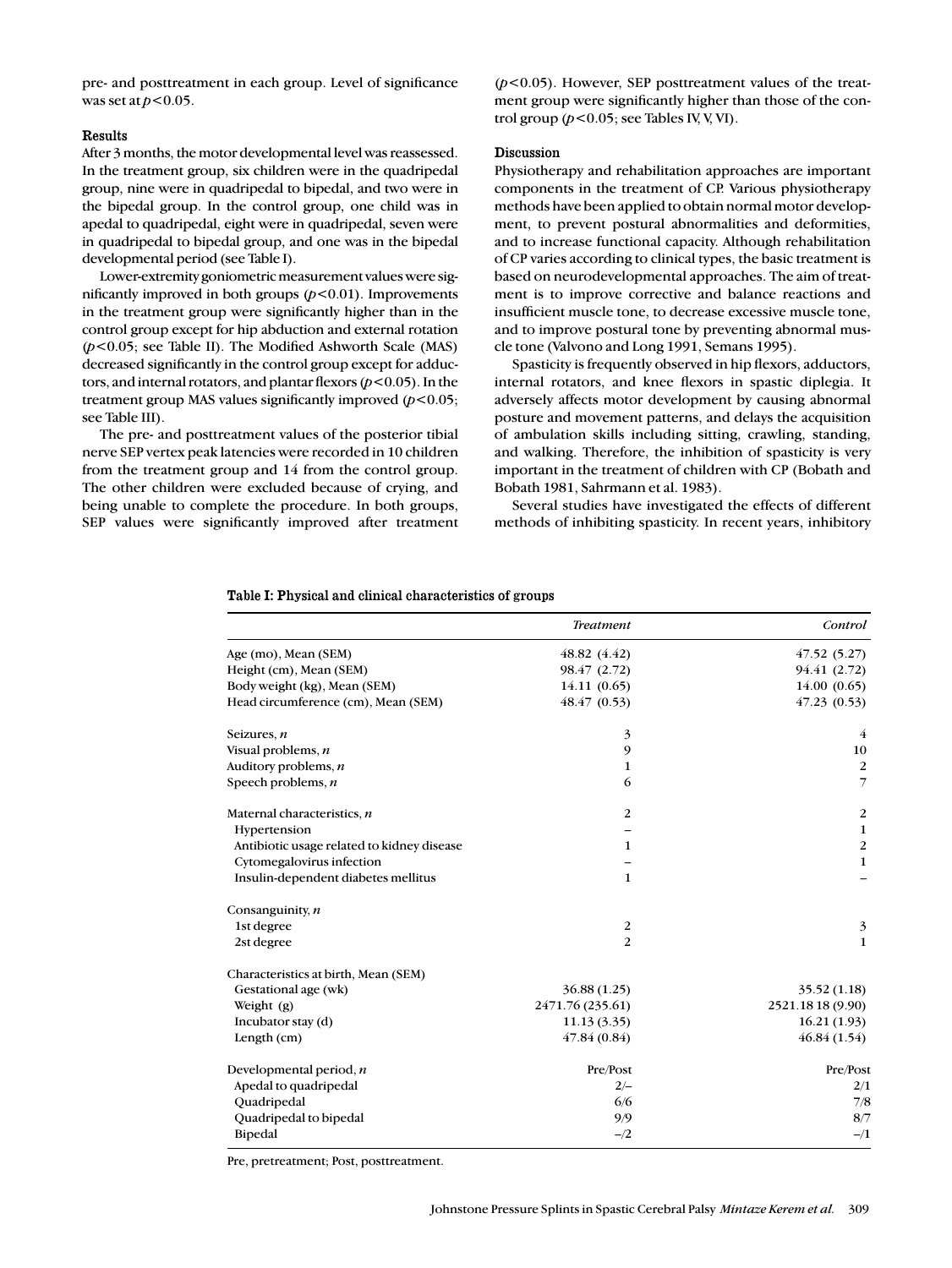pre- and posttreatment in each group. Level of significance was set at $p<0.05$.

### Results

After 3 months, the motor developmental level was reassessed. In the treatment group, six children were in the quadripedal group, nine were in quadripedal to bipedal, and two were in the bipedal group. In the control group, one child was in apedal to quadripedal, eight were in quadripedal, seven were in quadripedal to bipedal group, and one was in the bipedal developmental period (see Table I).

Lower-extremity goniometric measurement values were significantly improved in both groups ($p<0.01$). Improvements in the treatment group were significantly higher than in the control group except for hip abduction and external rotation ($p<0.05$; see Table II). The Modified Ashworth Scale (MAS) decreased significantly in the control group except for adductors, and internal rotators, and plantar flexors ($p<0.05$). In the treatment group MAS values significantly improved ($p<0.05$; see Table III).

The pre- and posttreatment values of the posterior tibial nerve SEP vertex peak latencies were recorded in 10 children from the treatment group and 14 from the control group. The other children were excluded because of crying, and being unable to complete the procedure. In both groups, SEP values were significantly improved after treatment ($p<0.05$). However, SEP posttreatment values of the treatment group were significantly higher than those of the control group ($p<0.05$; see Tables IV, V, VI).

### Discussion

Physiotherapy and rehabilitation approaches are important components in the treatment of CP. Various physiotherapy methods have been applied to obtain normal motor development, to prevent postural abnormalities and deformities, and to increase functional capacity. Although rehabilitation of CP varies according to clinical types, the basic treatment is based on neurodevelopmental approaches. The aim of treatment is to improve corrective and balance reactions and insufficient muscle tone, to decrease excessive muscle tone, and to improve postural tone by preventing abnormal muscle tone (Valvono and Long 1991, Semans 1995).

Spasticity is frequently observed in hip flexors, adductors, internal rotators, and knee flexors in spastic diplegia. It adversely affects motor development by causing abnormal posture and movement patterns, and delays the acquisition of ambulation skills including sitting, crawling, standing, and walking. Therefore, the inhibition of spasticity is very important in the treatment of children with CP (Bobath and Bobath 1981, Sahrmann et al. 1983).

Several studies have investigated the effects of different methods of inhibiting spasticity. In recent years, inhibitory

**Table I: Physical and clinical characteristics of groups**

| | *Treatment* | *Control* |
|---|---|---|
| Age (mo), Mean (SEM) | 48.82 (4.42) | 47.52 (5.27) |
| Height (cm), Mean (SEM) | 98.47 (2.72) | 94.41 (2.72) |
| Body weight (kg), Mean (SEM) | 14.11 (0.65) | 14.00 (0.65) |
| Head circumference (cm), Mean (SEM) | 48.47 (0.53) | 47.23 (0.53) |
| Seizures, *n* | 3 | 4 |
| Visual problems, *n* | 9 | 10 |
| Auditory problems, *n* | 1 | 2 |
| Speech problems, *n* | 6 | 7 |
| Maternal characteristics, *n* | 2 | 2 |
| Hypertension | – | 1 |
| Antibiotic usage related to kidney disease | 1 | 2 |
| Cytomegalovirus infection | – | 1 |
| Insulin-dependent diabetes mellitus | 1 | – |
| Consanguinity, *n* | | |
| 1st degree | 2 | 3 |
| 2st degree | 2 | 1 |
| Characteristics at birth, Mean (SEM) | | |
| Gestational age (wk) | 36.88 (1.25) | 35.52 (1.18) |
| Weight (g) | 2471.76 (235.61) | 2521.18 18 (9.90) |
| Incubator stay (d) | 11.13 (3.35) | 16.21 (1.93) |
| Length (cm) | 47.84 (0.84) | 46.84 (1.54) |
| Developmental period, *n* | Pre/Post | Pre/Post |
| Apedal to quadripedal | 2/– | 2/1 |
| Quadripedal | 6/6 | 7/8 |
| Quadripedal to bipedal | 9/9 | 8/7 |
| Bipedal | –/2 | –/1 |

Pre, pretreatment; Post, posttreatment.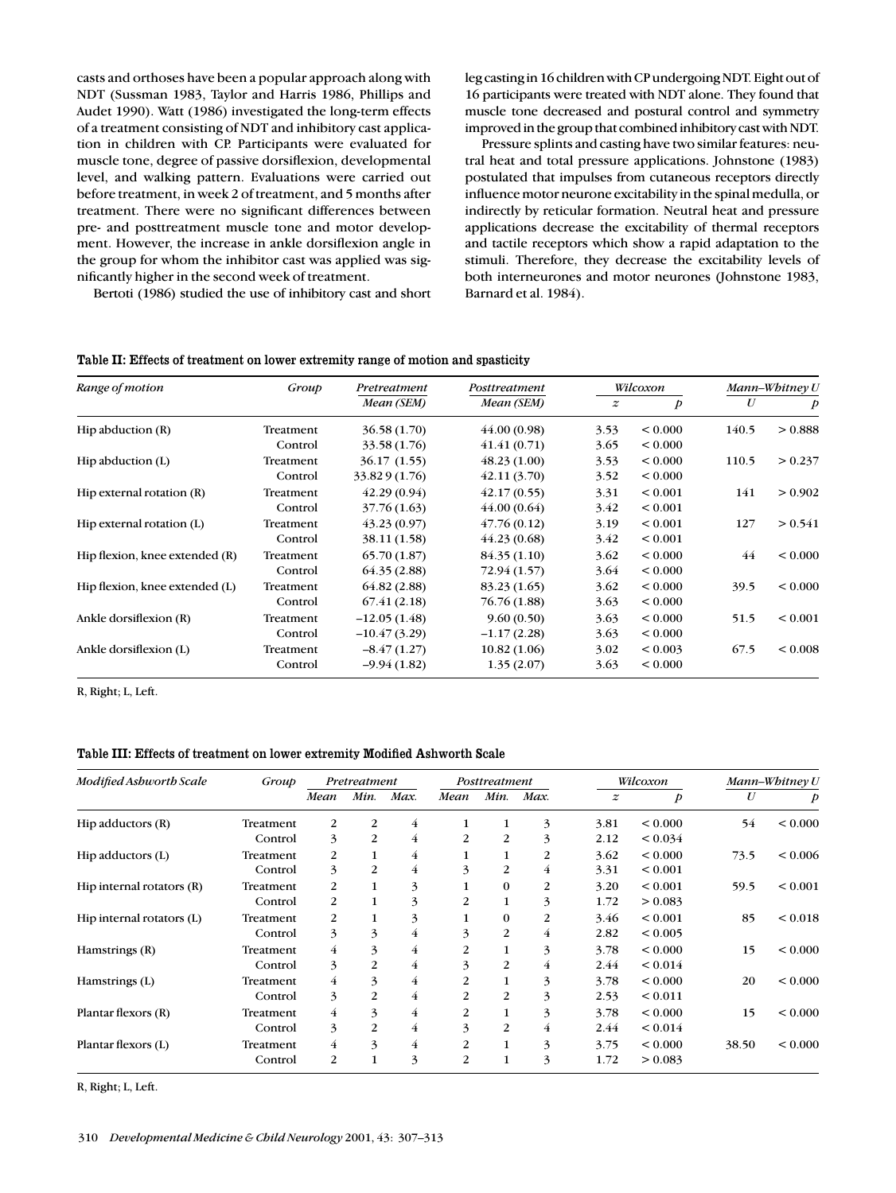casts and orthoses have been a popular approach along with NDT (Sussman 1983, Taylor and Harris 1986, Phillips and Audet 1990). Watt (1986) investigated the long-term effects of a treatment consisting of NDT and inhibitory cast application in children with CP. Participants were evaluated for muscle tone, degree of passive dorsiflexion, developmental level, and walking pattern. Evaluations were carried out before treatment, in week 2 of treatment, and 5 months after treatment. There were no significant differences between pre- and posttreatment muscle tone and motor development. However, the increase in ankle dorsiflexion angle in the group for whom the inhibitor cast was applied was significantly higher in the second week of treatment.

Bertoti (1986) studied the use of inhibitory cast and short leg casting in 16 children with CP undergoing NDT. Eight out of 16 participants were treated with NDT alone. They found that muscle tone decreased and postural control and symmetry improved in the group that combined inhibitory cast with NDT.

Pressure splints and casting have two similar features: neutral heat and total pressure applications. Johnstone (1983) postulated that impulses from cutaneous receptors directly influence motor neurone excitability in the spinal medulla, or indirectly by reticular formation. Neutral heat and pressure applications decrease the excitability of thermal receptors and tactile receptors which show a rapid adaptation to the stimuli. Therefore, they decrease the excitability levels of both interneurones and motor neurones (Johnstone 1983, Barnard et al. 1984).

**Table II: Effects of treatment on lower extremity range of motion and spasticity**

| *Range of motion* | *Group* | *Pretreatment* | *Posttreatment* | *Wilcoxon* | | *Mann–Whitney U* | |
|---|---|---|---|---|---|---|---|
| | | *Mean (SEM)* | *Mean (SEM)* | *z* | *p* | *U* | *p* |
| Hip abduction (R) | Treatment | 36.58 (1.70) | 44.00 (0.98) | 3.53 | < 0.000 | 140.5 | > 0.888 |
| | Control | 33.58 (1.76) | 41.41 (0.71) | 3.65 | < 0.000 | | |
| Hip abduction (L) | Treatment | 36.17 (1.55) | 48.23 (1.00) | 3.53 | < 0.000 | 110.5 | > 0.237 |
| | Control | 33.82 9 (1.76) | 42.11 (3.70) | 3.52 | < 0.000 | | |
| Hip external rotation (R) | Treatment | 42.29 (0.94) | 42.17 (0.55) | 3.31 | < 0.001 | 141 | > 0.902 |
| | Control | 37.76 (1.63) | 44.00 (0.64) | 3.42 | < 0.001 | | |
| Hip external rotation (L) | Treatment | 43.23 (0.97) | 47.76 (0.12) | 3.19 | < 0.001 | 127 | > 0.541 |
| | Control | 38.11 (1.58) | 44.23 (0.68) | 3.42 | < 0.001 | | |
| Hip flexion, knee extended (R) | Treatment | 65.70 (1.87) | 84.35 (1.10) | 3.62 | < 0.000 | 44 | < 0.000 |
| | Control | 64.35 (2.88) | 72.94 (1.57) | 3.64 | < 0.000 | | |
| Hip flexion, knee extended (L) | Treatment | 64.82 (2.88) | 83.23 (1.65) | 3.62 | < 0.000 | 39.5 | < 0.000 |
| | Control | 67.41 (2.18) | 76.76 (1.88) | 3.63 | < 0.000 | | |
| Ankle dorsiflexion (R) | Treatment | −12.05 (1.48) | 9.60 (0.50) | 3.63 | < 0.000 | 51.5 | < 0.001 |
| | Control | −10.47 (3.29) | −1.17 (2.28) | 3.63 | < 0.000 | | |
| Ankle dorsiflexion (L) | Treatment | −8.47 (1.27) | 10.82 (1.06) | 3.02 | < 0.003 | 67.5 | < 0.008 |
| | Control | −9.94 (1.82) | 1.35 (2.07) | 3.63 | < 0.000 | | |

R, Right; L, Left.

**Table III: Effects of treatment on lower extremity Modified Ashworth Scale**

| *Modified Ashworth Scale* | *Group* | *Pretreatment* | | | *Posttreatment* | | | *Wilcoxon* | | *Mann–Whitney U* | |
|---|---|---|---|---|---|---|---|---|---|---|---|
| | | *Mean* | *Min.* | *Max.* | *Mean* | *Min.* | *Max.* | *z* | *p* | *U* | *p* |
| Hip adductors (R) | Treatment | 2 | 2 | 4 | 1 | 1 | 3 | 3.81 | < 0.000 | 54 | < 0.000 |
| | Control | 3 | 2 | 4 | 2 | 2 | 3 | 2.12 | < 0.034 | | |
| Hip adductors (L) | Treatment | 2 | 1 | 4 | 1 | 1 | 2 | 3.62 | < 0.000 | 73.5 | < 0.006 |
| | Control | 3 | 2 | 4 | 3 | 2 | 4 | 3.31 | < 0.001 | | |
| Hip internal rotators (R) | Treatment | 2 | 1 | 3 | 1 | 0 | 2 | 3.20 | < 0.001 | 59.5 | < 0.001 |
| | Control | 2 | 1 | 3 | 2 | 1 | 3 | 1.72 | > 0.083 | | |
| Hip internal rotators (L) | Treatment | 2 | 1 | 3 | 1 | 0 | 2 | 3.46 | < 0.001 | 85 | < 0.018 |
| | Control | 3 | 3 | 4 | 3 | 2 | 4 | 2.82 | < 0.005 | | |
| Hamstrings (R) | Treatment | 4 | 3 | 4 | 2 | 1 | 3 | 3.78 | < 0.000 | 15 | < 0.000 |
| | Control | 3 | 2 | 4 | 3 | 2 | 4 | 2.44 | < 0.014 | | |
| Hamstrings (L) | Treatment | 4 | 3 | 4 | 2 | 1 | 3 | 3.78 | < 0.000 | 20 | < 0.000 |
| | Control | 3 | 2 | 4 | 2 | 2 | 3 | 2.53 | < 0.011 | | |
| Plantar flexors (R) | Treatment | 4 | 3 | 4 | 2 | 1 | 3 | 3.78 | < 0.000 | 15 | < 0.000 |
| | Control | 3 | 2 | 4 | 3 | 2 | 4 | 2.44 | < 0.014 | | |
| Plantar flexors (L) | Treatment | 4 | 3 | 4 | 2 | 1 | 3 | 3.75 | < 0.000 | 38.50 | < 0.000 |
| | Control | 2 | 1 | 3 | 2 | 1 | 3 | 1.72 | > 0.083 | | |

R, Right; L, Left.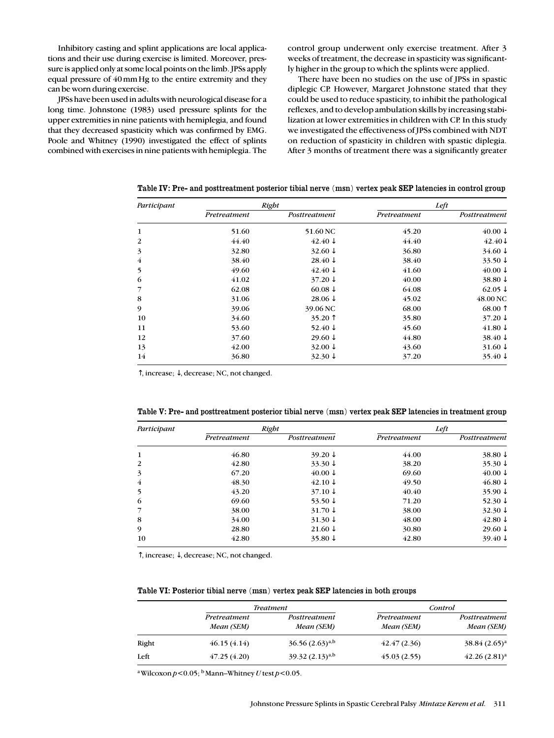Inhibitory casting and splint applications are local applications and their use during exercise is limited. Moreover, pressure is applied only at some local points on the limb. JPSs apply equal pressure of 40 mm Hg to the entire extremity and they can be worn during exercise.

JPSs have been used in adults with neurological disease for a long time. Johnstone (1983) used pressure splints for the upper extremities in nine patients with hemiplegia, and found that they decreased spasticity which was confirmed by EMG. Poole and Whitney (1990) investigated the effect of splints combined with exercises in nine patients with hemiplegia. The control group underwent only exercise treatment. After 3 weeks of treatment, the decrease in spasticity was significantly higher in the group to which the splints were applied.

There have been no studies on the use of JPSs in spastic diplegic CP. However, Margaret Johnstone stated that they could be used to reduce spasticity, to inhibit the pathological reflexes, and to develop ambulation skills by increasing stabilization at lower extremities in children with CP. In this study we investigated the effectiveness of JPSs combined with NDT on reduction of spasticity in children with spastic diplegia. After 3 months of treatment there was a significantly greater

**Table IV: Pre- and posttreatment posterior tibial nerve (msn) vertex peak SEP latencies in control group**

| *Participant* | *Right* | | *Left* | |
|---|---|---|---|---|
| | *Pretreatment* | *Posttreatment* | *Pretreatment* | *Posttreatment* |
| 1 | 51.60 | 51.60 NC | 45.20 | 40.00 ↓ |
| 2 | 44.40 | 42.40 ↓ | 44.40 | 42.40↓ |
| 3 | 32.80 | 32.60 ↓ | 36.80 | 34.60 ↓ |
| 4 | 38.40 | 28.40 ↓ | 38.40 | 33.50 ↓ |
| 5 | 49.60 | 42.40 ↓ | 41.60 | 40.00 ↓ |
| 6 | 41.02 | 37.20 ↓ | 40.00 | 38.80 ↓ |
| 7 | 62.08 | 60.08 ↓ | 64.08 | 62.05 ↓ |
| 8 | 31.06 | 28.06 ↓ | 45.02 | 48.00 NC |
| 9 | 39.06 | 39.06 NC | 68.00 | 68.00 ↑ |
| 10 | 34.60 | 35.20 ↑ | 35.80 | 37.20 ↓ |
| 11 | 53.60 | 52.40 ↓ | 45.60 | 41.80 ↓ |
| 12 | 37.60 | 29.60 ↓ | 44.80 | 38.40 ↓ |
| 13 | 42.00 | 32.00 ↓ | 43.60 | 31.60 ↓ |
| 14 | 36.80 | 32.30 ↓ | 37.20 | 35.40 ↓ |

↑, increase; ↓, decrease; NC, not changed.

**Table V: Pre- and posttreatment posterior tibial nerve (msn) vertex peak SEP latencies in treatment group**

| *Participant* | *Right* | | *Left* | |
|---|---|---|---|---|
| | *Pretreatment* | *Posttreatment* | *Pretreatment* | *Posttreatment* |
| 1 | 46.80 | 39.20 ↓ | 44.00 | 38.80 ↓ |
| 2 | 42.80 | 33.30 ↓ | 38.20 | 35.30 ↓ |
| 3 | 67.20 | 40.00 ↓ | 69.60 | 40.00 ↓ |
| 4 | 48.30 | 42.10 ↓ | 49.50 | 46.80 ↓ |
| 5 | 43.20 | 37.10 ↓ | 40.40 | 35.90 ↓ |
| 6 | 69.60 | 53.50 ↓ | 71.20 | 52.30 ↓ |
| 7 | 38.00 | 31.70 ↓ | 38.00 | 32.30 ↓ |
| 8 | 34.00 | 31.30 ↓ | 48.00 | 42.80 ↓ |
| 9 | 28.80 | 21.60 ↓ | 30.80 | 29.60 ↓ |
| 10 | 42.80 | 35.80 ↓ | 42.80 | 39.40 ↓ |

↑, increase; ↓, decrease; NC, not changed.

**Table VI: Posterior tibial nerve (msn) vertex peak SEP latencies in both groups**

| | *Treatment* | | *Control* | |
|---|---|---|---|---|
| | *Pretreatment Mean (SEM)* | *Posttreatment Mean (SEM)* | *Pretreatment Mean (SEM)* | *Posttreatment Mean (SEM)* |
| Right | 46.15 (4.14) | 36.56 (2.63)[a,b] | 42.47 (2.36) | 38.84 (2.65)[a] |
| Left | 47.25 (4.20) | 39.32 (2.13)[a,b] | 45.03 (2.55) | 42.26 (2.81)[a] |

[a] Wilcoxon $p<0.05$; [b] Mann–Whitney $U$ test $p<0.05$.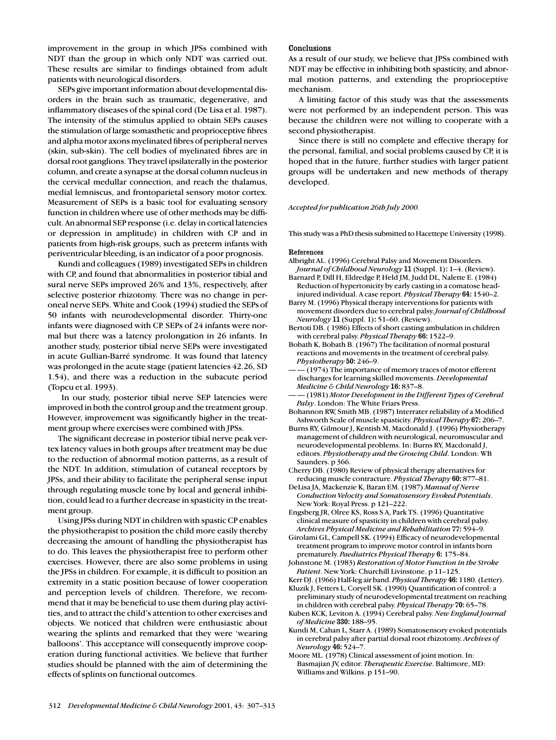improvement in the group in which JPSs combined with NDT than the group in which only NDT was carried out. These results are similar to findings obtained from adult patients with neurological disorders.

SEPs give important information about developmental disorders in the brain such as traumatic, degenerative, and inflammatory diseases of the spinal cord (De Lisa et al. 1987). The intensity of the stimulus applied to obtain SEPs causes the stimulation of large somasthetic and proprioceptive fibres and alpha motor axons myelinated fibres of peripheral nerves (skin, sub-skin). The cell bodies of myelinated fibres are in dorsal root ganglions. They travel ipsilaterally in the posterior column, and create a synapse at the dorsal column nucleus in the cervical medullar connection, and reach the thalamus, medial lemniscus, and frontoparietal sensory motor cortex. Measurement of SEPs is a basic tool for evaluating sensory function in children where use of other methods may be difficult. An abnormal SEP response (i.e. delay in cortical latencies or depression in amplitude) in children with CP and in patients from high-risk groups, such as preterm infants with periventricular bleeding, is an indicator of a poor prognosis.

Kundi and colleagues (1989) investigated SEPs in children with CP, and found that abnormalities in posterior tibial and sural nerve SEPs improved 26% and 13%, respectively, after selective posterior rhizotomy. There was no change in peroneal nerve SEPs. White and Cook (1994) studied the SEPs of 50 infants with neurodevelopmental disorder. Thirty-one infants were diagnosed with CP. SEPs of 24 infants were normal but there was a latency prolongation in 26 infants. In another study, posterior tibial nerve SEPs were investigated in acute Gullian-Barré syndrome. It was found that latency was prolonged in the acute stage (patient latencies 42.26, SD 1.54), and there was a reduction in the subacute period (Topcu et al. 1993).

In our study, posterior tibial nerve SEP latencies were improved in both the control group and the treatment group. However, improvement was significantly higher in the treatment group where exercises were combined with JPSs.

The significant decrease in posterior tibial nerve peak vertex latency values in both groups after treatment may be due to the reduction of abnormal motion patterns, as a result of the NDT. In addition, stimulation of cutaneal receptors by JPSs, and their ability to facilitate the peripheral sense input through regulating muscle tone by local and general inhibition, could lead to a further decrease in spasticity in the treatment group.

Using JPSs during NDT in children with spastic CP enables the physiotherapist to position the child more easily thereby decreasing the amount of handling the physiotherapist has to do. This leaves the physiotherapist free to perform other exercises. However, there are also some problems in using the JPSs in children. For example, it is difficult to position an extremity in a static position because of lower cooperation and perception levels of children. Therefore, we recommend that it may be beneficial to use them during play activities, and to attract the child's attention to other exercises and objects. We noticed that children were enthusiastic about wearing the splints and remarked that they were 'wearing balloons'. This acceptance will consequently improve cooperation during functional activities. We believe that further studies should be planned with the aim of determining the effects of splints on functional outcomes.

## Conclusions

As a result of our study, we believe that JPSs combined with NDT may be effective in inhibiting both spasticity, and abnormal motion patterns, and extending the proprioceptive mechanism.

A limiting factor of this study was that the assessments were not performed by an independent person. This was because the children were not willing to cooperate with a second physiotherapist.

Since there is still no complete and effective therapy for the personal, familial, and social problems caused by CP, it is hoped that in the future, further studies with larger patient groups will be undertaken and new methods of therapy developed.

*Accepted for publication 26th July 2000.*

This study was a PhD thesis submitted to Hacettepe University (1998).

## References

Albright AL. (1996) Cerebral Palsy and Movement Disorders. *Journal of Childhood Neurology* **11** (Suppl. 1): 1–4. (Review).

Barnard P, Dill H, Eldredge P, Held JM, Judd DL, Nalette E. (1984) Reduction of hypertonicity by early casting in a comatose head-injured individual. A case report. *Physical Therapy* **64:** 1540–2.

Barry M. (1996) Physical therapy interventions for patients with movement disorders due to cerebral palsy. *Journal of Childhood Neurology* **11** (Suppl. 1): 51–60. (Review).

Bertoti DB. ( 1986) Effects of short casting ambulation in children with cerebral palsy. *Physical Therapy* **66:** 1522–9.

Bobath K, Bobath B. (1967) The facilitation of normal postural reactions and movements in the treatment of cerebral palsy. *Physiotherapy* **50:** 246–9.

—— (1974) The importance of memory traces of motor efferent discharges for learning skilled movements. *Developmental Medicine & Child Neurology* **16:** 837–8.

—— (1981) *Motor Development in the Different Types of Cerebral Palsy*. London: The White Friars Press.

Bohannon RW, Smith MB. (1987) Interrater reliability of a Modified Ashworth Scale of muscle spasticity. *Physical Therapy* **67:** 206–7.

Burns RY, Gilmour J, Kentish M, Macdonald J. (1996) Physiotherapy management of children with neurological, neuromuscular and neurodevelopmental problems. In: Burns RY, Macdonald J, editors. *Physiotherapy and the Growing Child*. London: WB Saunders. p 366.

Cherry DB. (1980) Review of physical therapy alternatives for reducing muscle contracture. *Physical Therapy* **60:** 877–81.

DeLisa JA, Mackenzie K, Baran EM. (1987) *Manual of Nerve Conduction Velocity and Somatosensory Evoked Potentials*. New York: Royal Press. p 121–222.

Engsberg JR, Olree KS, Ross S A, Park TS. (1996) Quantitative clinical measure of spasticity in children with cerebral palsy. *Archives Physical Medicine and Rehabilitation* **77:** 594–9.

Girolami GL, Campell SK. (1994) Efficacy of neurodevelopmental treatment program to improve motor control in infants born prematurely. *Paediatrics Physical Therapy* **6:** 175–84.

Johnstone M. (1983) *Restoration of Motor Function in the Stroke Patient*. New York: Churchill Livinstone. p 11–125.

Kerr DJ. (1966) Half-leg air band. *Physical Therapy* **46:** 1180. (Letter).

Kluzik J, Fetters L, Coryell SK. (1990) Quantification of control: a preliminary study of neurodevelopmental treatment on reaching in children with cerebral palsy. *Physical Therapy* **70:** 65–78.

Kuben KCK, Leviton A. (1994) Cerebral palsy. *New England Journal of Medicine* **330:** 188–95.

Kundi M, Cahan L, Starr A. (1989) Somatosensory evoked potentials in cerebral palsy after partial dorsal root rhizotomy. *Archives of Neurology* **46:** 524–7.

Moore ML. (1978) Clinical assessment of joint motion. In: Basmajian JV, editor. *Therapeutic Exercise*. Baltimore, MD: Williams and Wilkins. p 151–90.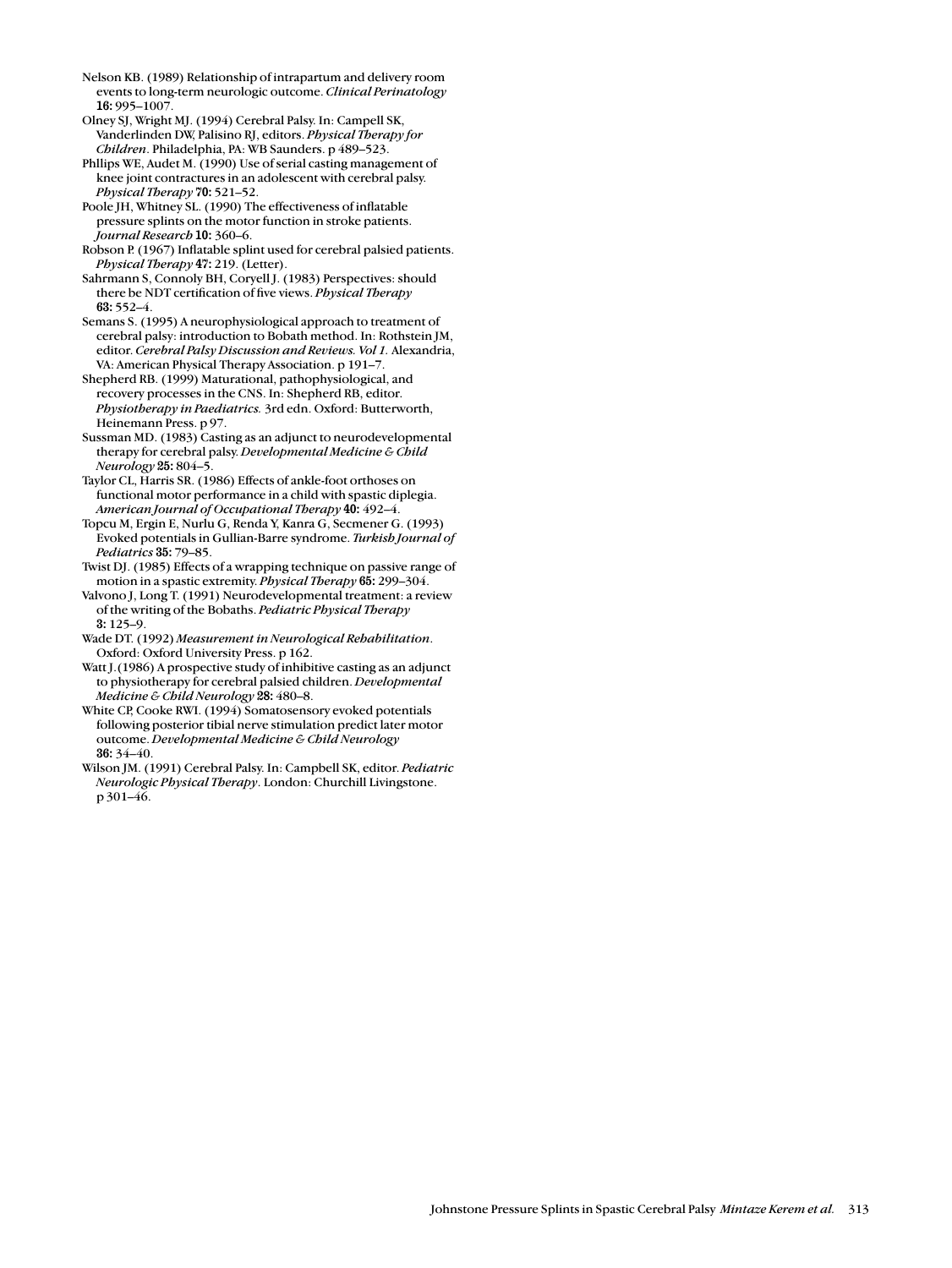Nelson KB. (1989) Relationship of intrapartum and delivery room events to long-term neurologic outcome. *Clinical Perinatology* **16:** 995–1007.

Olney SJ, Wright MJ. (1994) Cerebral Palsy. In: Campell SK, Vanderlinden DW, Palisino RJ, editors. *Physical Therapy for Children*. Philadelphia, PA: WB Saunders. p 489–523.

Phllips WE, Audet M. (1990) Use of serial casting management of knee joint contractures in an adolescent with cerebral palsy. *Physical Therapy* **70:** 521–52.

Poole JH, Whitney SL. (1990) The effectiveness of inflatable pressure splints on the motor function in stroke patients. *Journal Research* **10:** 360–6.

Robson P. (1967) Inflatable splint used for cerebral palsied patients. *Physical Therapy* **47:** 219. (Letter).

Sahrmann S, Connoly BH, Coryell J. (1983) Perspectives: should there be NDT certification of five views. *Physical Therapy* **63:** 552–4.

Semans S. (1995) A neurophysiological approach to treatment of cerebral palsy: introduction to Bobath method. In: Rothstein JM, editor. *Cerebral Palsy Discussion and Reviews. Vol 1.* Alexandria, VA: American Physical Therapy Association. p 191–7.

Shepherd RB. (1999) Maturational, pathophysiological, and recovery processes in the CNS. In: Shepherd RB, editor. *Physiotherapy in Paediatrics.* 3rd edn. Oxford: Butterworth, Heinemann Press. p 97.

Sussman MD. (1983) Casting as an adjunct to neurodevelopmental therapy for cerebral palsy. *Developmental Medicine & Child Neurology* **25:** 804–5.

Taylor CL, Harris SR. (1986) Effects of ankle-foot orthoses on functional motor performance in a child with spastic diplegia. *American Journal of Occupational Therapy* **40:** 492–4.

Topcu M, Ergin E, Nurlu G, Renda Y, Kanra G, Secmener G. (1993) Evoked potentials in Gullian-Barre syndrome. *Turkish Journal of Pediatrics* **35:** 79–85.

Twist DJ. (1985) Effects of a wrapping technique on passive range of motion in a spastic extremity. *Physical Therapy* **65:** 299–304.

Valvono J, Long T. (1991) Neurodevelopmental treatment: a review of the writing of the Bobaths. *Pediatric Physical Therapy* **3:** 125–9.

Wade DT. (1992) *Measurement in Neurological Rehabilitation*. Oxford: Oxford University Press. p 162.

Watt J.(1986) A prospective study of inhibitive casting as an adjunct to physiotherapy for cerebral palsied children. *Developmental Medicine & Child Neurology* **28:** 480–8.

White CP, Cooke RWI. (1994) Somatosensory evoked potentials following posterior tibial nerve stimulation predict later motor outcome. *Developmental Medicine & Child Neurology* **36:** 34–40.

Wilson JM. (1991) Cerebral Palsy. In: Campbell SK, editor. *Pediatric Neurologic Physical Therapy*. London: Churchill Livingstone. p 301–46.